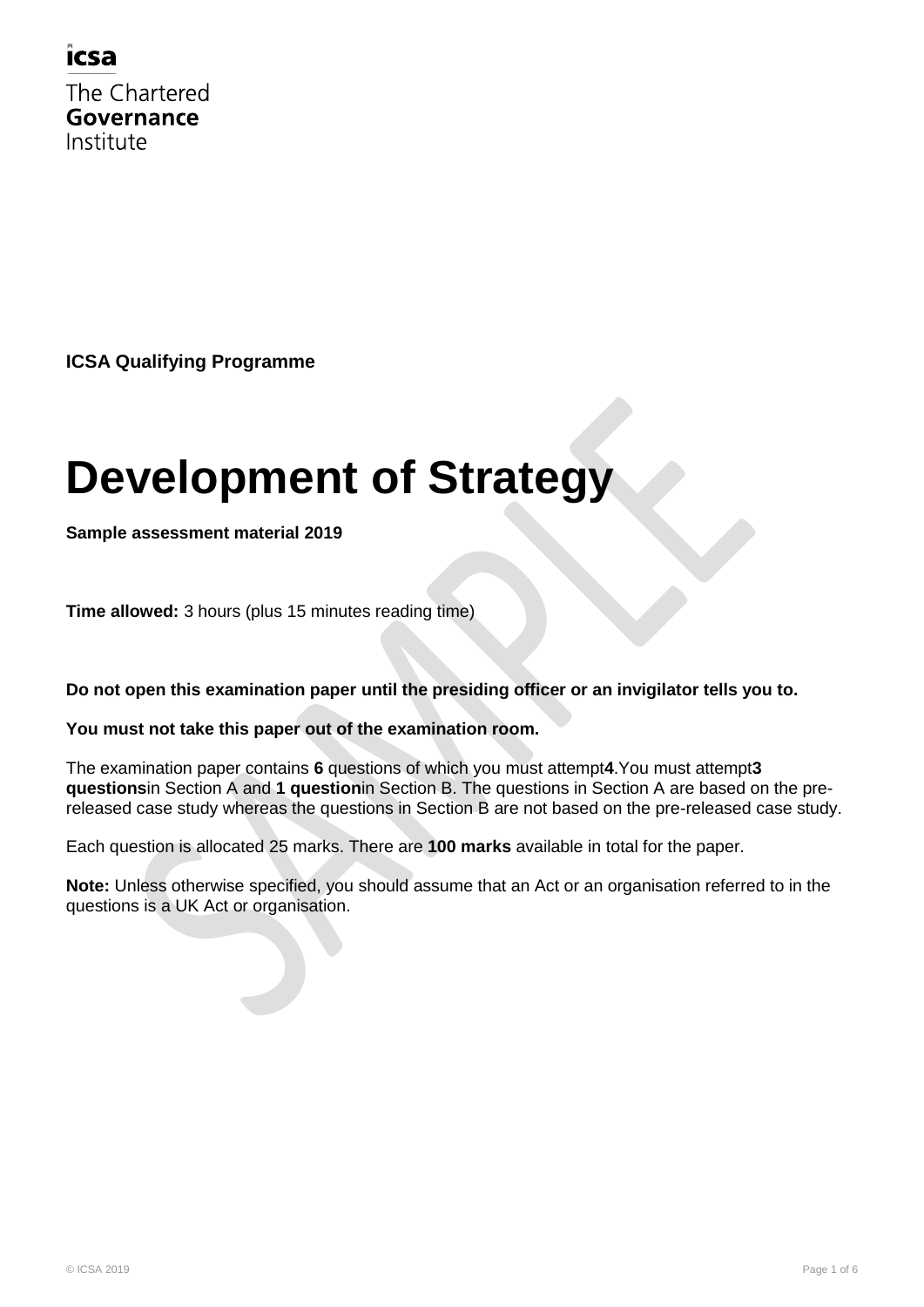icsa

The Chartered **Governance** Institute

**ICSA Qualifying Programme**

# Development of Strategy

**Sample assessment material 2019**

**Time allowed:** 3 hours (plus 15 minutes reading time)

**Do not open this examination paper until the presiding officer or an invigilator tells you to.**

**You must not take this paper out of the examination room.**

The examination paper contains **6** questions of which you must attempt **4**. You must attempt **3 questions** in Section A and **1 question** in Section B. The questions in Section A are based on the pre-released case study whereas the questions in Section B are not based on the pre-released case study.

Each question is allocated 25 marks. There are **100 marks** available in total for the paper.

**Note:** Unless otherwise specified, you should assume that an Act or an organisation referred to in the questions is a UK Act or organisation.

© ICSA 2019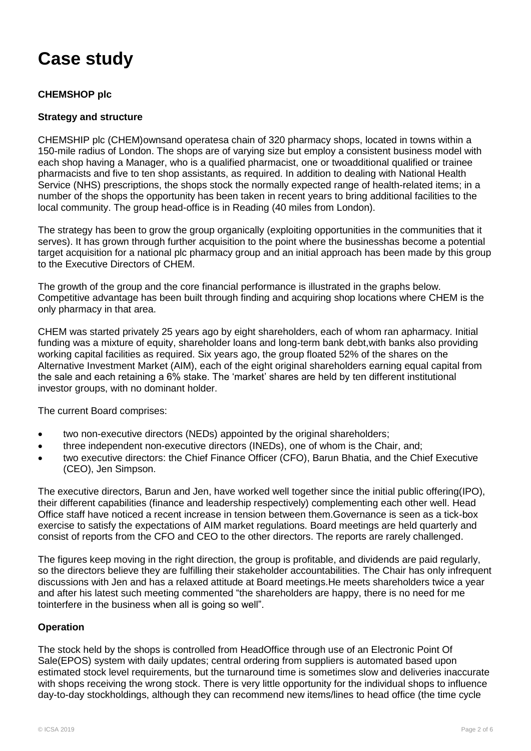# Case study

**CHEMSHOP plc**

**Strategy and structure**

CHEMSHIP plc (CHEM)ownsand operatesa chain of 320 pharmacy shops, located in towns within a 150-mile radius of London. The shops are of varying size but employ a consistent business model with each shop having a Manager, who is a qualified pharmacist, one or twoadditional qualified or trainee pharmacists and five to ten shop assistants, as required. In addition to dealing with National Health Service (NHS) prescriptions, the shops stock the normally expected range of health-related items; in a number of the shops the opportunity has been taken in recent years to bring additional facilities to the local community. The group head-office is in Reading (40 miles from London).

The strategy has been to grow the group organically (exploiting opportunities in the communities that it serves). It has grown through further acquisition to the point where the businesshas become a potential target acquisition for a national plc pharmacy group and an initial approach has been made by this group to the Executive Directors of CHEM.

The growth of the group and the core financial performance is illustrated in the graphs below. Competitive advantage has been built through finding and acquiring shop locations where CHEM is the only pharmacy in that area.

CHEM was started privately 25 years ago by eight shareholders, each of whom ran apharmacy. Initial funding was a mixture of equity, shareholder loans and long-term bank debt,with banks also providing working capital facilities as required. Six years ago, the group floated 52% of the shares on the Alternative Investment Market (AIM), each of the eight original shareholders earning equal capital from the sale and each retaining a 6% stake. The 'market' shares are held by ten different institutional investor groups, with no dominant holder.

The current Board comprises:

- two non-executive directors (NEDs) appointed by the original shareholders;
- three independent non-executive directors (INEDs), one of whom is the Chair, and;
- two executive directors: the Chief Finance Officer (CFO), Barun Bhatia, and the Chief Executive (CEO), Jen Simpson.

The executive directors, Barun and Jen, have worked well together since the initial public offering(IPO), their different capabilities (finance and leadership respectively) complementing each other well. Head Office staff have noticed a recent increase in tension between them.Governance is seen as a tick-box exercise to satisfy the expectations of AIM market regulations. Board meetings are held quarterly and consist of reports from the CFO and CEO to the other directors. The reports are rarely challenged.

The figures keep moving in the right direction, the group is profitable, and dividends are paid regularly, so the directors believe they are fulfilling their stakeholder accountabilities. The Chair has only infrequent discussions with Jen and has a relaxed attitude at Board meetings.He meets shareholders twice a year and after his latest such meeting commented "the shareholders are happy, there is no need for me tointerfere in the business when all is going so well".

**Operation**

The stock held by the shops is controlled from HeadOffice through use of an Electronic Point Of Sale(EPOS) system with daily updates; central ordering from suppliers is automated based upon estimated stock level requirements, but the turnaround time is sometimes slow and deliveries inaccurate with shops receiving the wrong stock. There is very little opportunity for the individual shops to influence day-to-day stockholdings, although they can recommend new items/lines to head office (the time cycle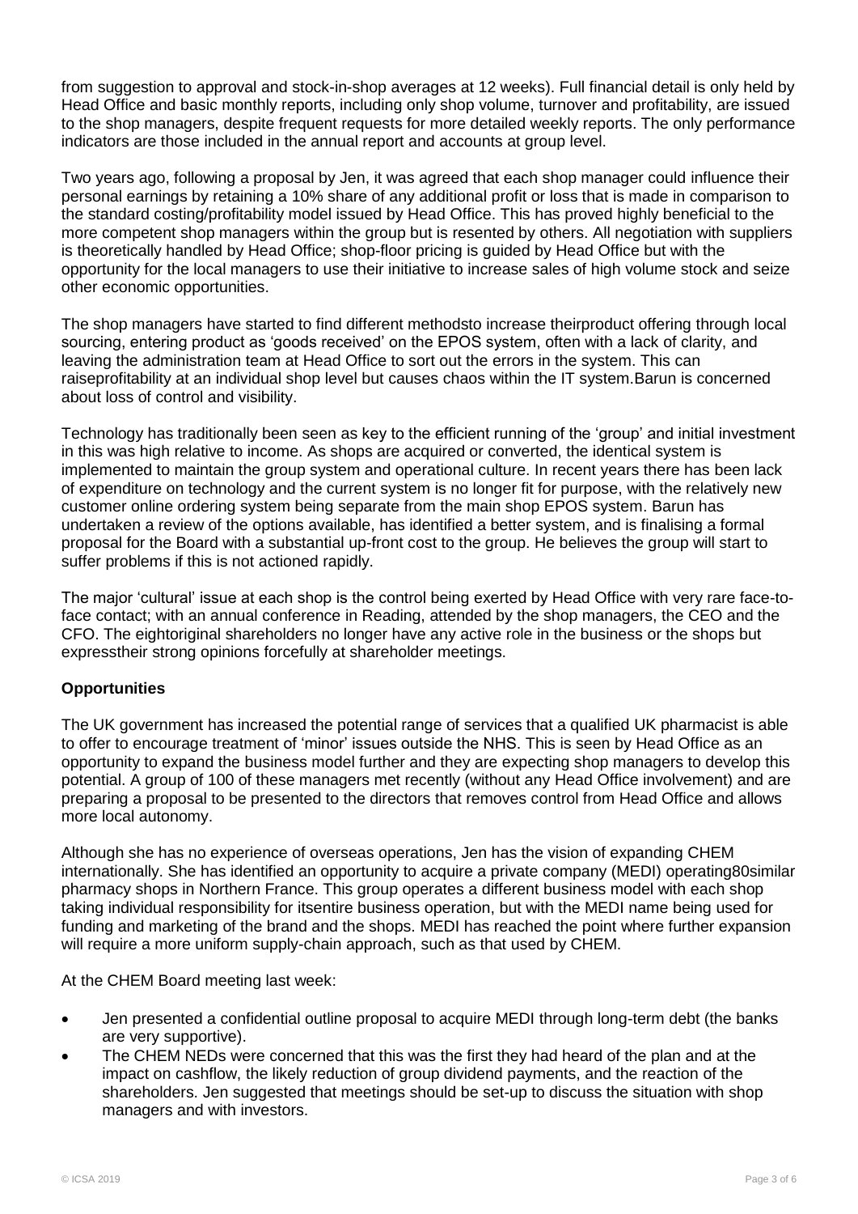from suggestion to approval and stock-in-shop averages at 12 weeks). Full financial detail is only held by Head Office and basic monthly reports, including only shop volume, turnover and profitability, are issued to the shop managers, despite frequent requests for more detailed weekly reports. The only performance indicators are those included in the annual report and accounts at group level.

Two years ago, following a proposal by Jen, it was agreed that each shop manager could influence their personal earnings by retaining a 10% share of any additional profit or loss that is made in comparison to the standard costing/profitability model issued by Head Office. This has proved highly beneficial to the more competent shop managers within the group but is resented by others. All negotiation with suppliers is theoretically handled by Head Office; shop-floor pricing is guided by Head Office but with the opportunity for the local managers to use their initiative to increase sales of high volume stock and seize other economic opportunities.

The shop managers have started to find different methodsto increase theirproduct offering through local sourcing, entering product as 'goods received' on the EPOS system, often with a lack of clarity, and leaving the administration team at Head Office to sort out the errors in the system. This can raiseprofitability at an individual shop level but causes chaos within the IT system.Barun is concerned about loss of control and visibility.

Technology has traditionally been seen as key to the efficient running of the 'group' and initial investment in this was high relative to income. As shops are acquired or converted, the identical system is implemented to maintain the group system and operational culture. In recent years there has been lack of expenditure on technology and the current system is no longer fit for purpose, with the relatively new customer online ordering system being separate from the main shop EPOS system. Barun has undertaken a review of the options available, has identified a better system, and is finalising a formal proposal for the Board with a substantial up-front cost to the group. He believes the group will start to suffer problems if this is not actioned rapidly.

The major 'cultural' issue at each shop is the control being exerted by Head Office with very rare face-to-face contact; with an annual conference in Reading, attended by the shop managers, the CEO and the CFO. The eightoriginal shareholders no longer have any active role in the business or the shops but expresstheir strong opinions forcefully at shareholder meetings.

**Opportunities**

The UK government has increased the potential range of services that a qualified UK pharmacist is able to offer to encourage treatment of 'minor' issues outside the NHS. This is seen by Head Office as an opportunity to expand the business model further and they are expecting shop managers to develop this potential. A group of 100 of these managers met recently (without any Head Office involvement) and are preparing a proposal to be presented to the directors that removes control from Head Office and allows more local autonomy.

Although she has no experience of overseas operations, Jen has the vision of expanding CHEM internationally. She has identified an opportunity to acquire a private company (MEDI) operating80similar pharmacy shops in Northern France. This group operates a different business model with each shop taking individual responsibility for itsentire business operation, but with the MEDI name being used for funding and marketing of the brand and the shops. MEDI has reached the point where further expansion will require a more uniform supply-chain approach, such as that used by CHEM.

At the CHEM Board meeting last week:

- Jen presented a confidential outline proposal to acquire MEDI through long-term debt (the banks are very supportive).
- The CHEM NEDs were concerned that this was the first they had heard of the plan and at the impact on cashflow, the likely reduction of group dividend payments, and the reaction of the shareholders. Jen suggested that meetings should be set-up to discuss the situation with shop managers and with investors.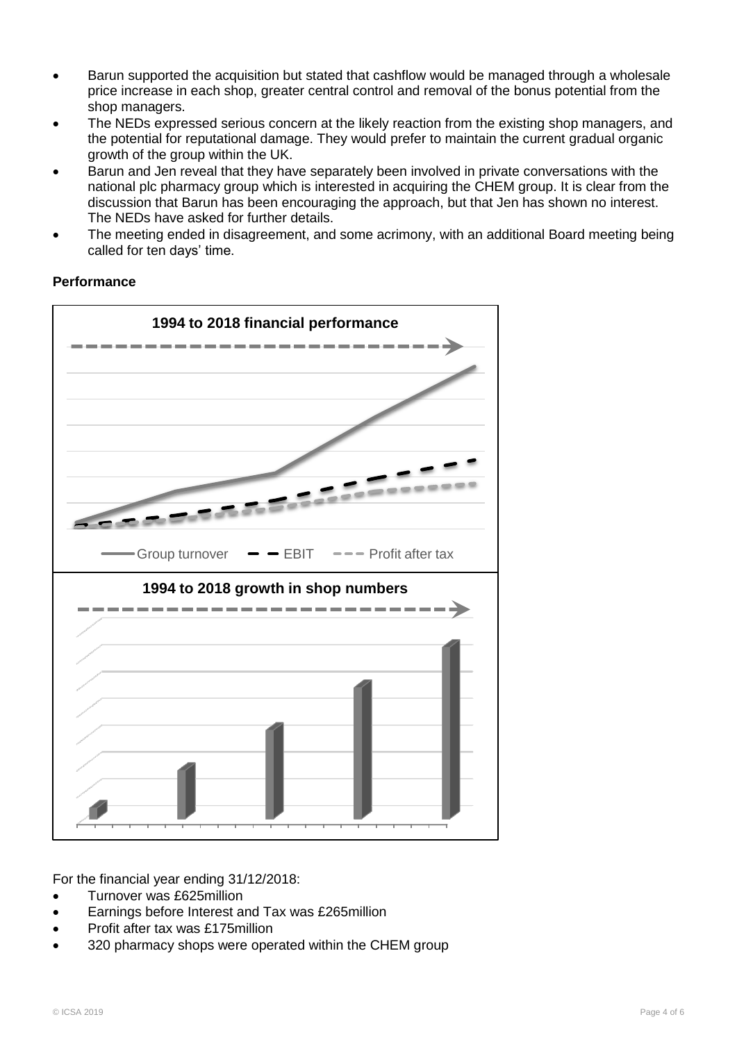- Barun supported the acquisition but stated that cashflow would be managed through a wholesale price increase in each shop, greater central control and removal of the bonus potential from the shop managers.
- The NEDs expressed serious concern at the likely reaction from the existing shop managers, and the potential for reputational damage. They would prefer to maintain the current gradual organic growth of the group within the UK.
- Barun and Jen reveal that they have separately been involved in private conversations with the national plc pharmacy group which is interested in acquiring the CHEM group. It is clear from the discussion that Barun has been encouraging the approach, but that Jen has shown no interest. The NEDs have asked for further details.
- The meeting ended in disagreement, and some acrimony, with an additional Board meeting being called for ten days' time.

**Performance**

**1994 to 2018 financial performance**

Group turnover — EBIT — Profit after tax

**1994 to 2018 growth in shop numbers**

For the financial year ending 31/12/2018:

- Turnover was £625million
- Earnings before Interest and Tax was £265million
- Profit after tax was £175million
- 320 pharmacy shops were operated within the CHEM group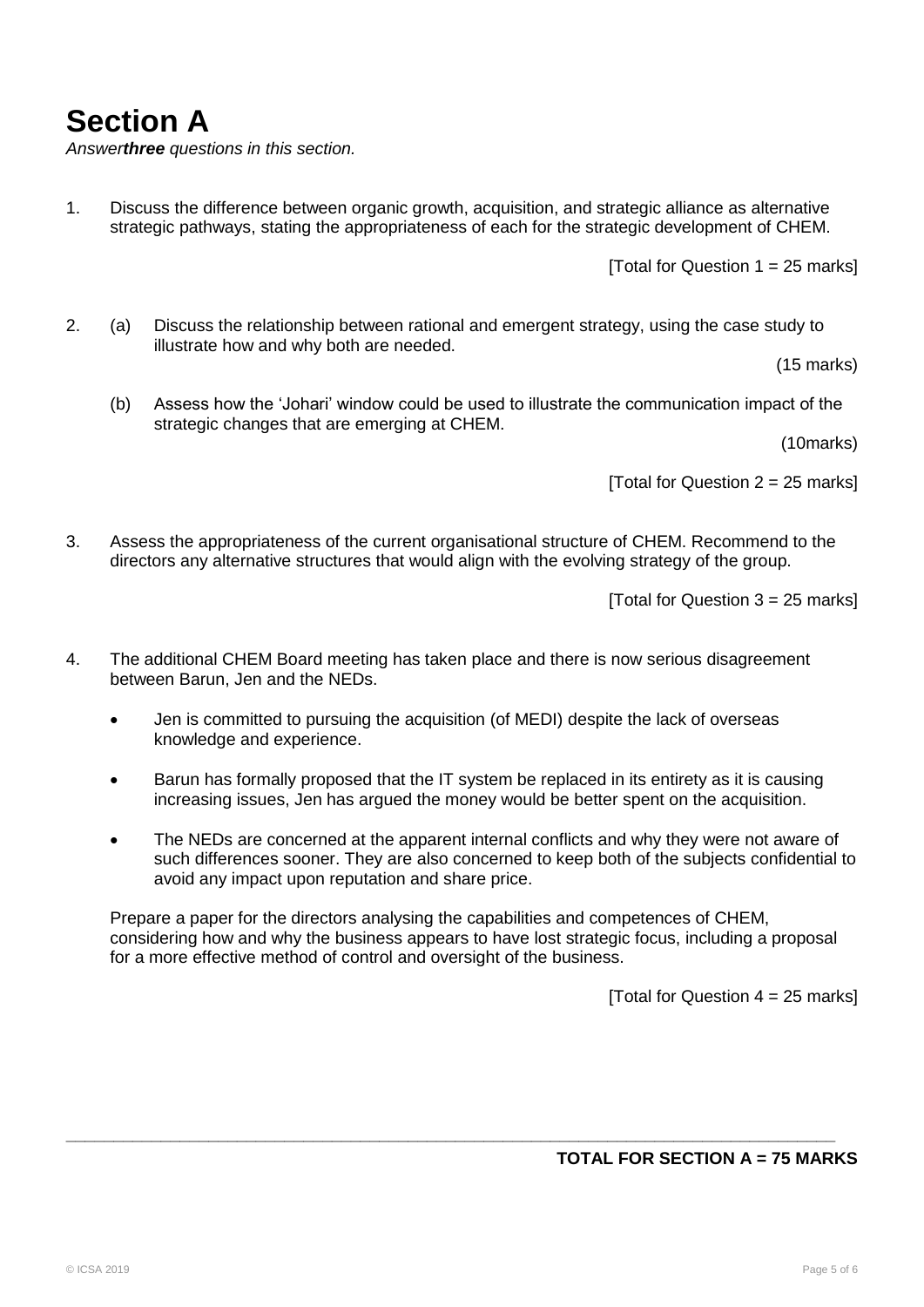# Section A

*Answer**three** questions in this section.*

1. Discuss the difference between organic growth, acquisition, and strategic alliance as alternative strategic pathways, stating the appropriateness of each for the strategic development of CHEM.

   [Total for Question 1 = 25 marks]

2. (a) Discuss the relationship between rational and emergent strategy, using the case study to illustrate how and why both are needed.

   (15 marks)

   (b) Assess how the 'Johari' window could be used to illustrate the communication impact of the strategic changes that are emerging at CHEM.

   (10marks)

   [Total for Question 2 = 25 marks]

3. Assess the appropriateness of the current organisational structure of CHEM. Recommend to the directors any alternative structures that would align with the evolving strategy of the group.

   [Total for Question 3 = 25 marks]

4. The additional CHEM Board meeting has taken place and there is now serious disagreement between Barun, Jen and the NEDs.

   - Jen is committed to pursuing the acquisition (of MEDI) despite the lack of overseas knowledge and experience.
   - Barun has formally proposed that the IT system be replaced in its entirety as it is causing increasing issues, Jen has argued the money would be better spent on the acquisition.
   - The NEDs are concerned at the apparent internal conflicts and why they were not aware of such differences sooner. They are also concerned to keep both of the subjects confidential to avoid any impact upon reputation and share price.

   Prepare a paper for the directors analysing the capabilities and competences of CHEM, considering how and why the business appears to have lost strategic focus, including a proposal for a more effective method of control and oversight of the business.

   [Total for Question 4 = 25 marks]

---

**TOTAL FOR SECTION A = 75 MARKS**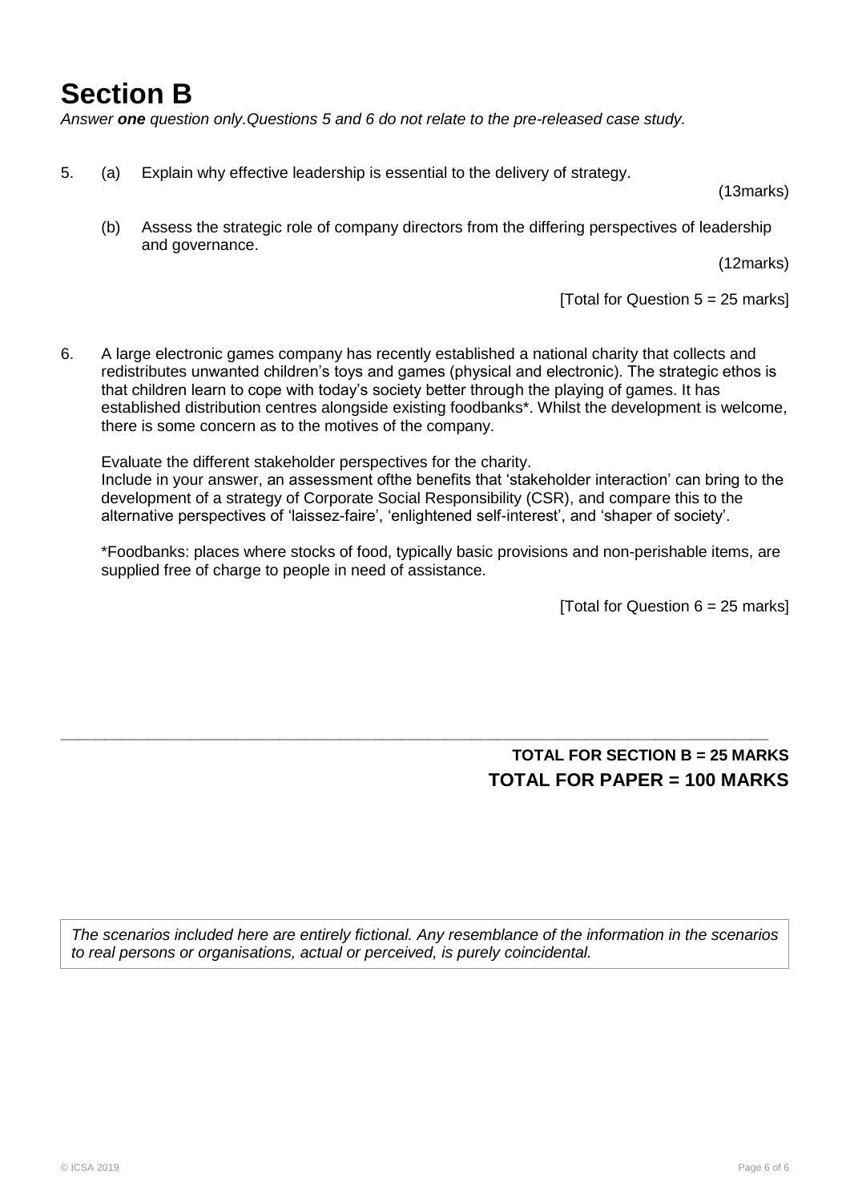# Section B

*Answer **one** question only.Questions 5 and 6 do not relate to the pre-released case study.*

5. (a) Explain why effective leadership is essential to the delivery of strategy.

(13marks)

(b) Assess the strategic role of company directors from the differing perspectives of leadership and governance.

(12marks)

[Total for Question 5 = 25 marks]

6. A large electronic games company has recently established a national charity that collects and redistributes unwanted children's toys and games (physical and electronic). The strategic ethos is that children learn to cope with today's society better through the playing of games. It has established distribution centres alongside existing foodbanks*. Whilst the development is welcome, there is some concern as to the motives of the company.

Evaluate the different stakeholder perspectives for the charity.
Include in your answer, an assessment ofthe benefits that 'stakeholder interaction' can bring to the development of a strategy of Corporate Social Responsibility (CSR), and compare this to the alternative perspectives of 'laissez-faire', 'enlightened self-interest', and 'shaper of society'.

*Foodbanks: places where stocks of food, typically basic provisions and non-perishable items, are supplied free of charge to people in need of assistance.

[Total for Question 6 = 25 marks]

---

**TOTAL FOR SECTION B = 25 MARKS**

**TOTAL FOR PAPER = 100 MARKS**

*The scenarios included here are entirely fictional. Any resemblance of the information in the scenarios to real persons or organisations, actual or perceived, is purely coincidental.*

© ICSA 2019